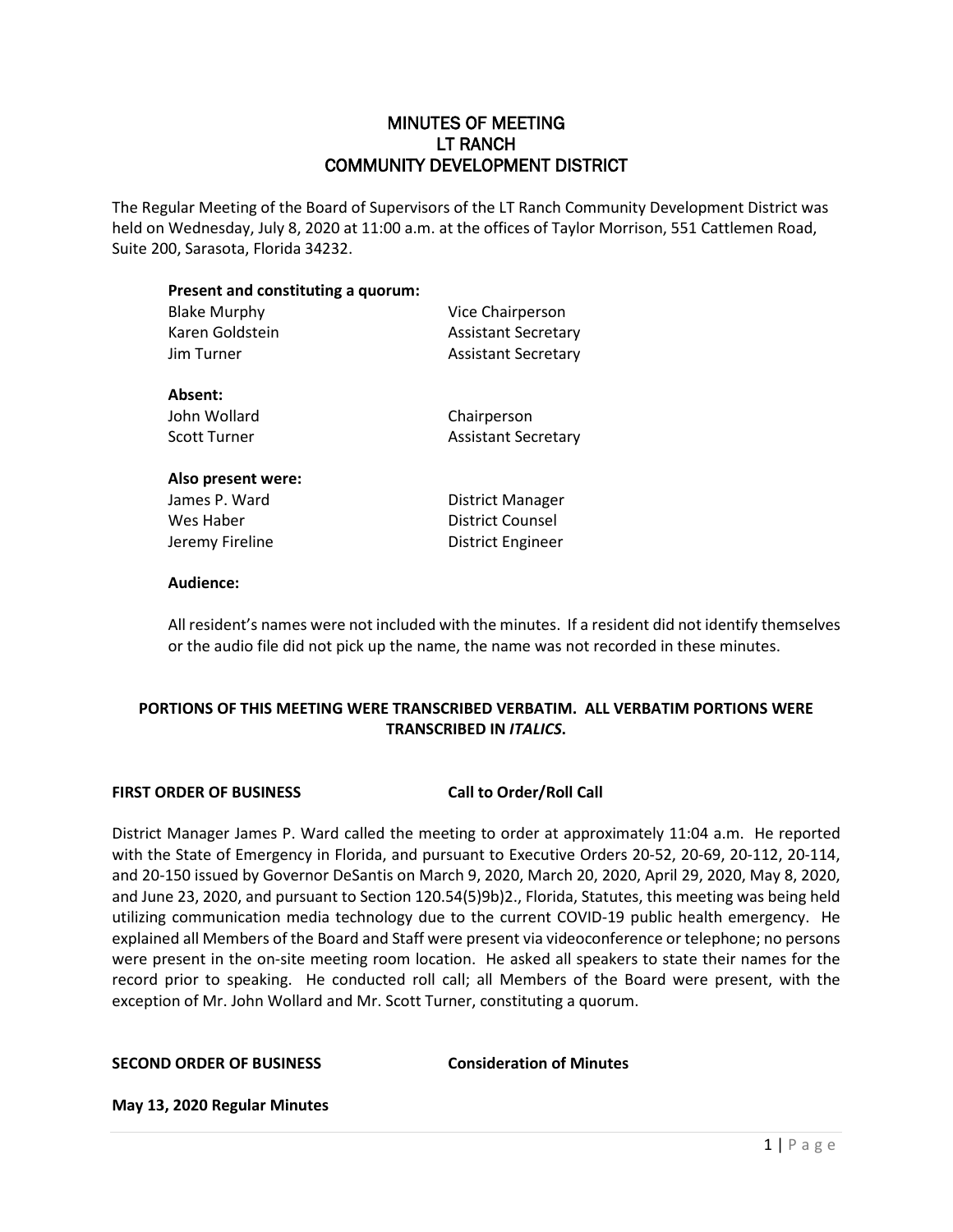# MINUTES OF MEETING
# LT RANCH
# COMMUNITY DEVELOPMENT DISTRICT

The Regular Meeting of the Board of Supervisors of the LT Ranch Community Development District was held on Wednesday, July 8, 2020 at 11:00 a.m. at the offices of Taylor Morrison, 551 Cattlemen Road, Suite 200, Sarasota, Florida 34232.

**Present and constituting a quorum:**

| | |
|---|---|
| Blake Murphy | Vice Chairperson |
| Karen Goldstein | Assistant Secretary |
| Jim Turner | Assistant Secretary |

**Absent:**

| | |
|---|---|
| John Wollard | Chairperson |
| Scott Turner | Assistant Secretary |

**Also present were:**

| | |
|---|---|
| James P. Ward | District Manager |
| Wes Haber | District Counsel |
| Jeremy Fireline | District Engineer |

**Audience:**

All resident's names were not included with the minutes. If a resident did not identify themselves or the audio file did not pick up the name, the name was not recorded in these minutes.

**PORTIONS OF THIS MEETING WERE TRANSCRIBED VERBATIM. ALL VERBATIM PORTIONS WERE TRANSCRIBED IN *ITALICS*.**

**FIRST ORDER OF BUSINESS Call to Order/Roll Call**

District Manager James P. Ward called the meeting to order at approximately 11:04 a.m. He reported with the State of Emergency in Florida, and pursuant to Executive Orders 20-52, 20-69, 20-112, 20-114, and 20-150 issued by Governor DeSantis on March 9, 2020, March 20, 2020, April 29, 2020, May 8, 2020, and June 23, 2020, and pursuant to Section 120.54(5)9b)2., Florida, Statutes, this meeting was being held utilizing communication media technology due to the current COVID-19 public health emergency. He explained all Members of the Board and Staff were present via videoconference or telephone; no persons were present in the on-site meeting room location. He asked all speakers to state their names for the record prior to speaking. He conducted roll call; all Members of the Board were present, with the exception of Mr. John Wollard and Mr. Scott Turner, constituting a quorum.

**SECOND ORDER OF BUSINESS Consideration of Minutes**

**May 13, 2020 Regular Minutes**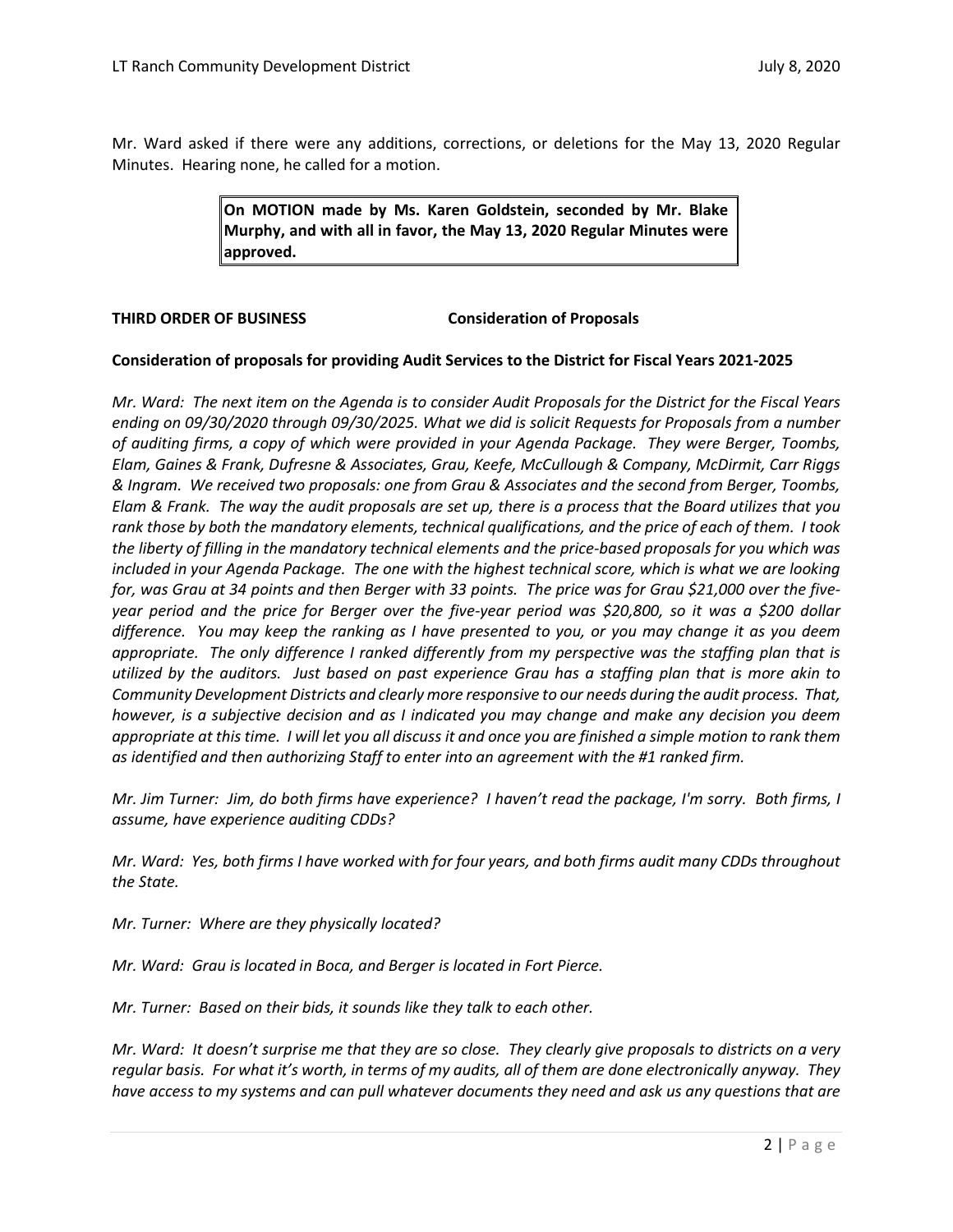Mr. Ward asked if there were any additions, corrections, or deletions for the May 13, 2020 Regular Minutes. Hearing none, he called for a motion.

> **On MOTION made by Ms. Karen Goldstein, seconded by Mr. Blake Murphy, and with all in favor, the May 13, 2020 Regular Minutes were approved.**

**THIRD ORDER OF BUSINESS Consideration of Proposals**

**Consideration of proposals for providing Audit Services to the District for Fiscal Years 2021-2025**

*Mr. Ward: The next item on the Agenda is to consider Audit Proposals for the District for the Fiscal Years ending on 09/30/2020 through 09/30/2025. What we did is solicit Requests for Proposals from a number of auditing firms, a copy of which were provided in your Agenda Package. They were Berger, Toombs, Elam, Gaines & Frank, Dufresne & Associates, Grau, Keefe, McCullough & Company, McDirmit, Carr Riggs & Ingram. We received two proposals: one from Grau & Associates and the second from Berger, Toombs, Elam & Frank. The way the audit proposals are set up, there is a process that the Board utilizes that you rank those by both the mandatory elements, technical qualifications, and the price of each of them. I took the liberty of filling in the mandatory technical elements and the price-based proposals for you which was included in your Agenda Package. The one with the highest technical score, which is what we are looking for, was Grau at 34 points and then Berger with 33 points. The price was for Grau $21,000 over the five-year period and the price for Berger over the five-year period was $20,800, so it was a $200 dollar difference. You may keep the ranking as I have presented to you, or you may change it as you deem appropriate. The only difference I ranked differently from my perspective was the staffing plan that is utilized by the auditors. Just based on past experience Grau has a staffing plan that is more akin to Community Development Districts and clearly more responsive to our needs during the audit process. That, however, is a subjective decision and as I indicated you may change and make any decision you deem appropriate at this time. I will let you all discuss it and once you are finished a simple motion to rank them as identified and then authorizing Staff to enter into an agreement with the #1 ranked firm.*

*Mr. Jim Turner: Jim, do both firms have experience? I haven't read the package, I'm sorry. Both firms, I assume, have experience auditing CDDs?*

*Mr. Ward: Yes, both firms I have worked with for four years, and both firms audit many CDDs throughout the State.*

*Mr. Turner: Where are they physically located?*

*Mr. Ward: Grau is located in Boca, and Berger is located in Fort Pierce.*

*Mr. Turner: Based on their bids, it sounds like they talk to each other.*

*Mr. Ward: It doesn't surprise me that they are so close. They clearly give proposals to districts on a very regular basis. For what it's worth, in terms of my audits, all of them are done electronically anyway. They have access to my systems and can pull whatever documents they need and ask us any questions that are*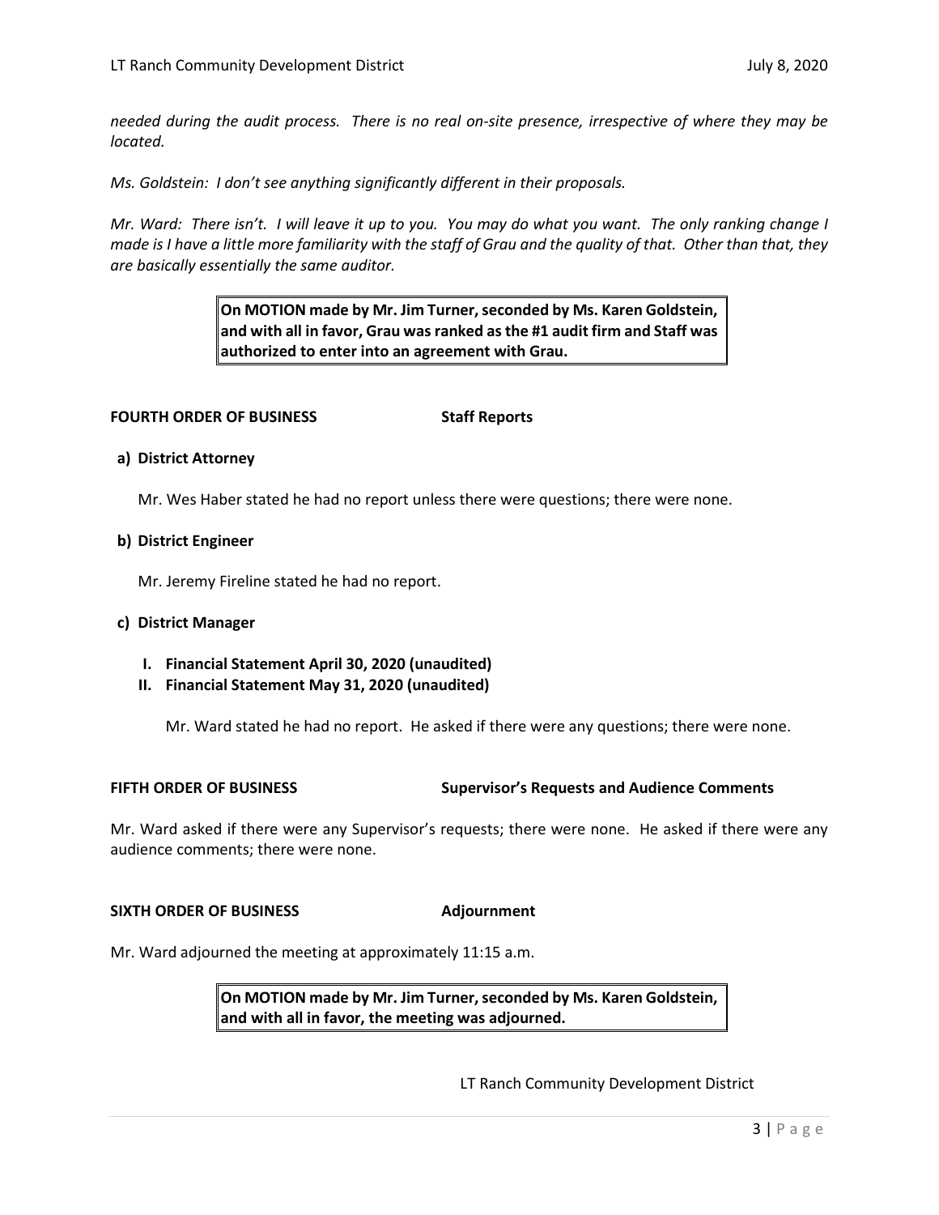*needed during the audit process. There is no real on-site presence, irrespective of where they may be located.*

*Ms. Goldstein: I don't see anything significantly different in their proposals.*

*Mr. Ward: There isn't. I will leave it up to you. You may do what you want. The only ranking change I made is I have a little more familiarity with the staff of Grau and the quality of that. Other than that, they are basically essentially the same auditor.*

> **On MOTION made by Mr. Jim Turner, seconded by Ms. Karen Goldstein, and with all in favor, Grau was ranked as the #1 audit firm and Staff was authorized to enter into an agreement with Grau.**

**FOURTH ORDER OF BUSINESS** **Staff Reports**

**a) District Attorney**

Mr. Wes Haber stated he had no report unless there were questions; there were none.

**b) District Engineer**

Mr. Jeremy Fireline stated he had no report.

**c) District Manager**

**I. Financial Statement April 30, 2020 (unaudited)**

**II. Financial Statement May 31, 2020 (unaudited)**

Mr. Ward stated he had no report. He asked if there were any questions; there were none.

**FIFTH ORDER OF BUSINESS** **Supervisor's Requests and Audience Comments**

Mr. Ward asked if there were any Supervisor's requests; there were none. He asked if there were any audience comments; there were none.

**SIXTH ORDER OF BUSINESS** **Adjournment**

Mr. Ward adjourned the meeting at approximately 11:15 a.m.

> **On MOTION made by Mr. Jim Turner, seconded by Ms. Karen Goldstein, and with all in favor, the meeting was adjourned.**

LT Ranch Community Development District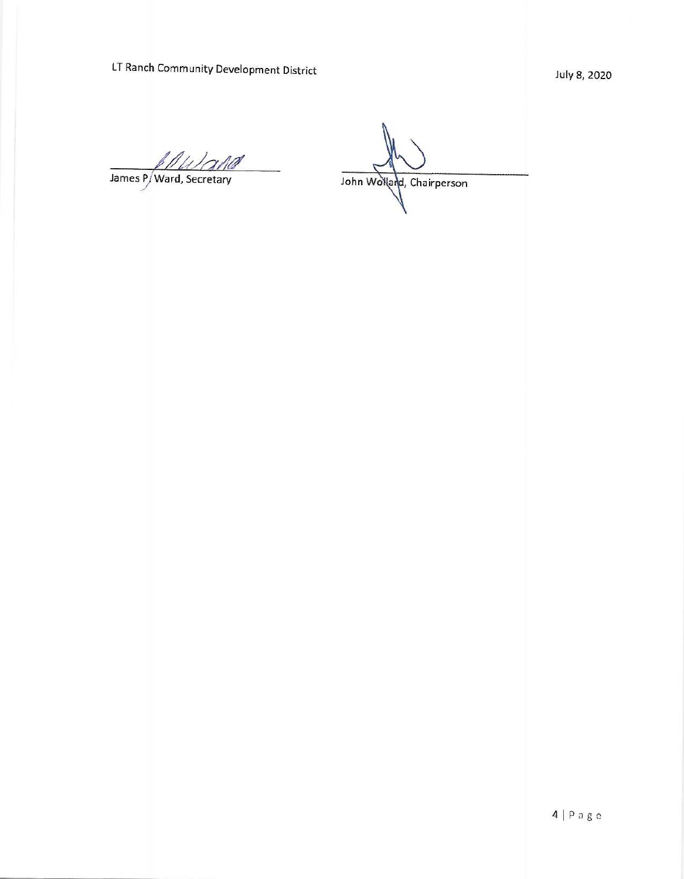James P. Ward, Secretary

John Wollard, Chairperson